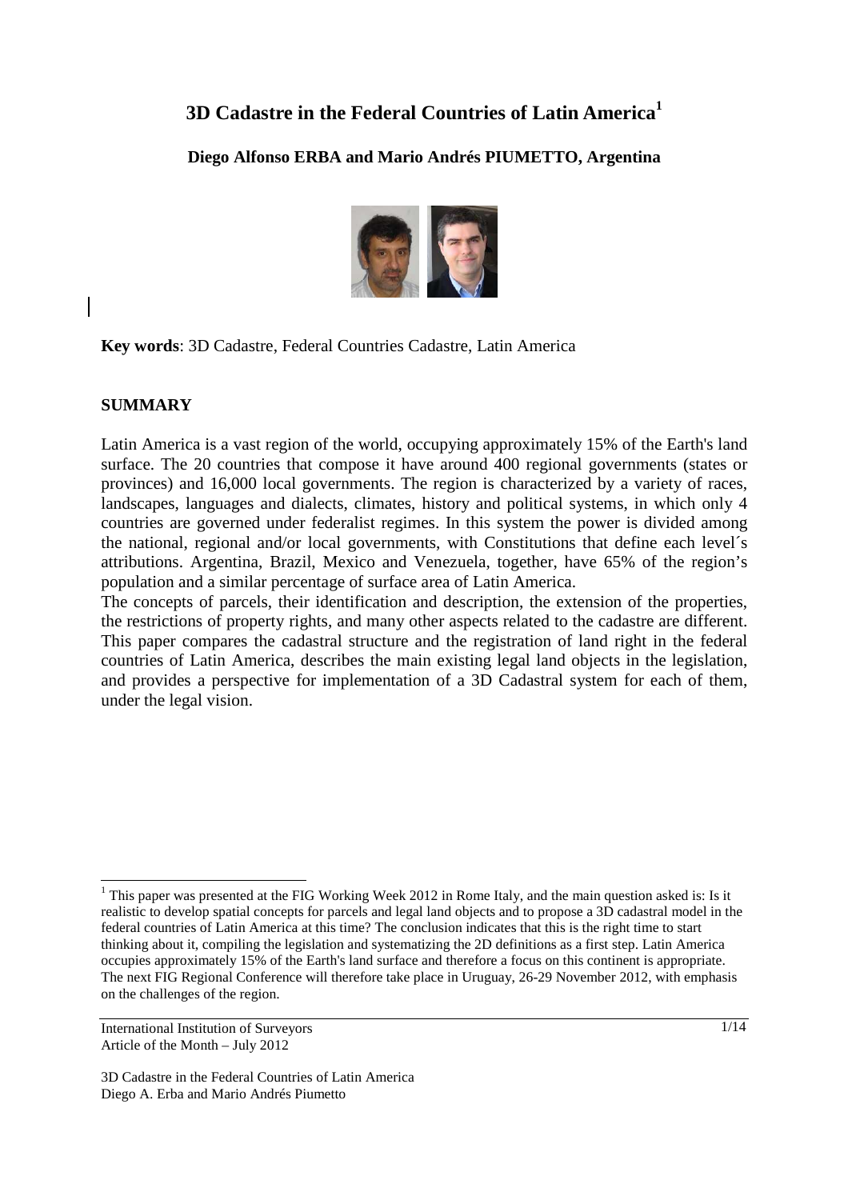# 3D Cadastre in the Federal Countries of Latin America[1]

**Diego Alfonso ERBA and Mario Andrés PIUMETTO, Argentina**

**Key words**: 3D Cadastre, Federal Countries Cadastre, Latin America

## SUMMARY

Latin America is a vast region of the world, occupying approximately 15% of the Earth's land surface. The 20 countries that compose it have around 400 regional governments (states or provinces) and 16,000 local governments. The region is characterized by a variety of races, landscapes, languages and dialects, climates, history and political systems, in which only 4 countries are governed under federalist regimes. In this system the power is divided among the national, regional and/or local governments, with Constitutions that define each level´s attributions. Argentina, Brazil, Mexico and Venezuela, together, have 65% of the region's population and a similar percentage of surface area of Latin America.

The concepts of parcels, their identification and description, the extension of the properties, the restrictions of property rights, and many other aspects related to the cadastre are different. This paper compares the cadastral structure and the registration of land right in the federal countries of Latin America, describes the main existing legal land objects in the legislation, and provides a perspective for implementation of a 3D Cadastral system for each of them, under the legal vision.

---

[1] This paper was presented at the FIG Working Week 2012 in Rome Italy, and the main question asked is: Is it realistic to develop spatial concepts for parcels and legal land objects and to propose a 3D cadastral model in the federal countries of Latin America at this time? The conclusion indicates that this is the right time to start thinking about it, compiling the legislation and systematizing the 2D definitions as a first step. Latin America occupies approximately 15% of the Earth's land surface and therefore a focus on this continent is appropriate. The next FIG Regional Conference will therefore take place in Uruguay, 26-29 November 2012, with emphasis on the challenges of the region.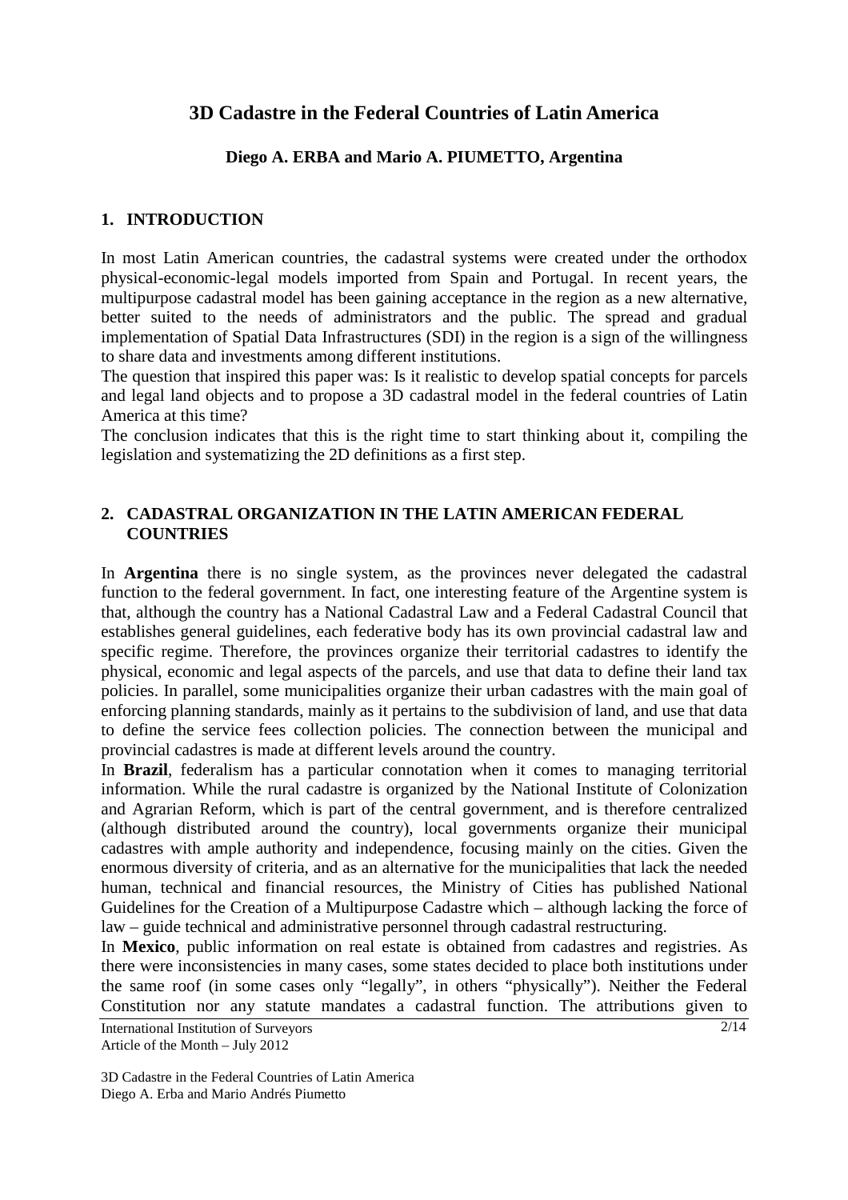# 3D Cadastre in the Federal Countries of Latin America

**Diego A. ERBA and Mario A. PIUMETTO, Argentina**

## 1. INTRODUCTION

In most Latin American countries, the cadastral systems were created under the orthodox physical-economic-legal models imported from Spain and Portugal. In recent years, the multipurpose cadastral model has been gaining acceptance in the region as a new alternative, better suited to the needs of administrators and the public. The spread and gradual implementation of Spatial Data Infrastructures (SDI) in the region is a sign of the willingness to share data and investments among different institutions.

The question that inspired this paper was: Is it realistic to develop spatial concepts for parcels and legal land objects and to propose a 3D cadastral model in the federal countries of Latin America at this time?

The conclusion indicates that this is the right time to start thinking about it, compiling the legislation and systematizing the 2D definitions as a first step.

## 2. CADASTRAL ORGANIZATION IN THE LATIN AMERICAN FEDERAL COUNTRIES

In **Argentina** there is no single system, as the provinces never delegated the cadastral function to the federal government. In fact, one interesting feature of the Argentine system is that, although the country has a National Cadastral Law and a Federal Cadastral Council that establishes general guidelines, each federative body has its own provincial cadastral law and specific regime. Therefore, the provinces organize their territorial cadastres to identify the physical, economic and legal aspects of the parcels, and use that data to define their land tax policies. In parallel, some municipalities organize their urban cadastres with the main goal of enforcing planning standards, mainly as it pertains to the subdivision of land, and use that data to define the service fees collection policies. The connection between the municipal and provincial cadastres is made at different levels around the country.

In **Brazil**, federalism has a particular connotation when it comes to managing territorial information. While the rural cadastre is organized by the National Institute of Colonization and Agrarian Reform, which is part of the central government, and is therefore centralized (although distributed around the country), local governments organize their municipal cadastres with ample authority and independence, focusing mainly on the cities. Given the enormous diversity of criteria, and as an alternative for the municipalities that lack the needed human, technical and financial resources, the Ministry of Cities has published National Guidelines for the Creation of a Multipurpose Cadastre which – although lacking the force of law – guide technical and administrative personnel through cadastral restructuring.

In **Mexico**, public information on real estate is obtained from cadastres and registries. As there were inconsistencies in many cases, some states decided to place both institutions under the same roof (in some cases only "legally", in others "physically"). Neither the Federal Constitution nor any statute mandates a cadastral function. The attributions given to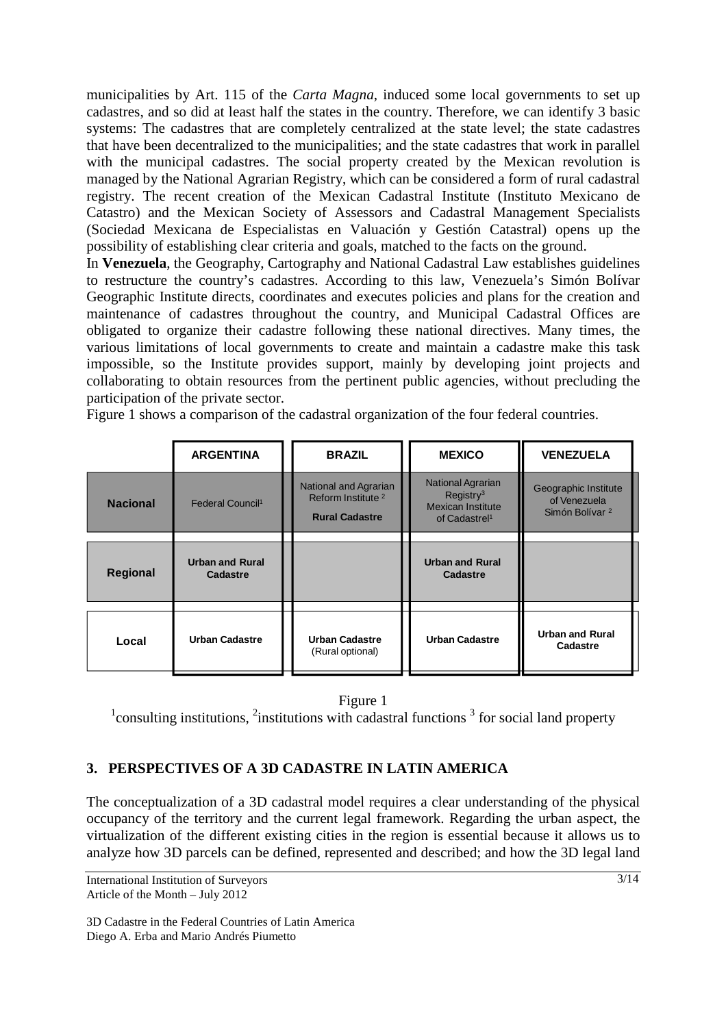municipalities by Art. 115 of the *Carta Magna*, induced some local governments to set up cadastres, and so did at least half the states in the country. Therefore, we can identify 3 basic systems: The cadastres that are completely centralized at the state level; the state cadastres that have been decentralized to the municipalities; and the state cadastres that work in parallel with the municipal cadastres. The social property created by the Mexican revolution is managed by the National Agrarian Registry, which can be considered a form of rural cadastral registry. The recent creation of the Mexican Cadastral Institute (Instituto Mexicano de Catastro) and the Mexican Society of Assessors and Cadastral Management Specialists (Sociedad Mexicana de Especialistas en Valuación y Gestión Catastral) opens up the possibility of establishing clear criteria and goals, matched to the facts on the ground.

In **Venezuela**, the Geography, Cartography and National Cadastral Law establishes guidelines to restructure the country's cadastres. According to this law, Venezuela's Simón Bolívar Geographic Institute directs, coordinates and executes policies and plans for the creation and maintenance of cadastres throughout the country, and Municipal Cadastral Offices are obligated to organize their cadastre following these national directives. Many times, the various limitations of local governments to create and maintain a cadastre make this task impossible, so the Institute provides support, mainly by developing joint projects and collaborating to obtain resources from the pertinent public agencies, without precluding the participation of the private sector.

Figure 1 shows a comparison of the cadastral organization of the four federal countries.

| | ARGENTINA | BRAZIL | MEXICO | VENEZUELA |
|---|---|---|---|---|
| **Nacional** | Federal Council[1] | National and Agrarian Reform Institute [2] **Rural Cadastre** | National Agrarian Registry[3] Mexican Institute of Cadastrel[1] | Geographic Institute of Venezuela Simón Bolívar [2] |
| **Regional** | **Urban and Rural Cadastre** | | **Urban and Rural Cadastre** | |
| **Local** | **Urban Cadastre** | **Urban Cadastre** (Rural optional) | **Urban Cadastre** | **Urban and Rural Cadastre** |

Figure 1

[1]consulting institutions, [2]institutions with cadastral functions [3] for social land property

## 3. PERSPECTIVES OF A 3D CADASTRE IN LATIN AMERICA

The conceptualization of a 3D cadastral model requires a clear understanding of the physical occupancy of the territory and the current legal framework. Regarding the urban aspect, the virtualization of the different existing cities in the region is essential because it allows us to analyze how 3D parcels can be defined, represented and described; and how the 3D legal land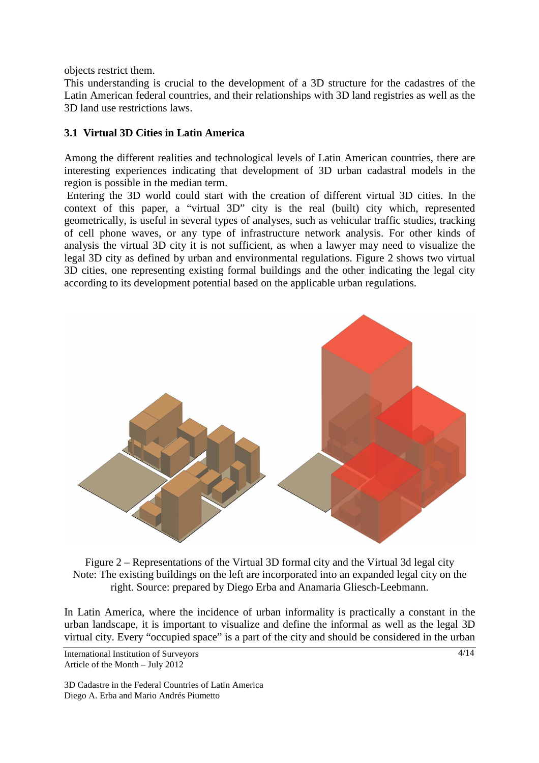objects restrict them.

This understanding is crucial to the development of a 3D structure for the cadastres of the Latin American federal countries, and their relationships with 3D land registries as well as the 3D land use restrictions laws.

### 3.1 Virtual 3D Cities in Latin America

Among the different realities and technological levels of Latin American countries, there are interesting experiences indicating that development of 3D urban cadastral models in the region is possible in the median term.

Entering the 3D world could start with the creation of different virtual 3D cities. In the context of this paper, a "virtual 3D" city is the real (built) city which, represented geometrically, is useful in several types of analyses, such as vehicular traffic studies, tracking of cell phone waves, or any type of infrastructure network analysis. For other kinds of analysis the virtual 3D city it is not sufficient, as when a lawyer may need to visualize the legal 3D city as defined by urban and environmental regulations. Figure 2 shows two virtual 3D cities, one representing existing formal buildings and the other indicating the legal city according to its development potential based on the applicable urban regulations.

Figure 2 – Representations of the Virtual 3D formal city and the Virtual 3d legal city
Note: The existing buildings on the left are incorporated into an expanded legal city on the right. Source: prepared by Diego Erba and Anamaria Gliesch-Leebmann.

In Latin America, where the incidence of urban informality is practically a constant in the urban landscape, it is important to visualize and define the informal as well as the legal 3D virtual city. Every "occupied space" is a part of the city and should be considered in the urban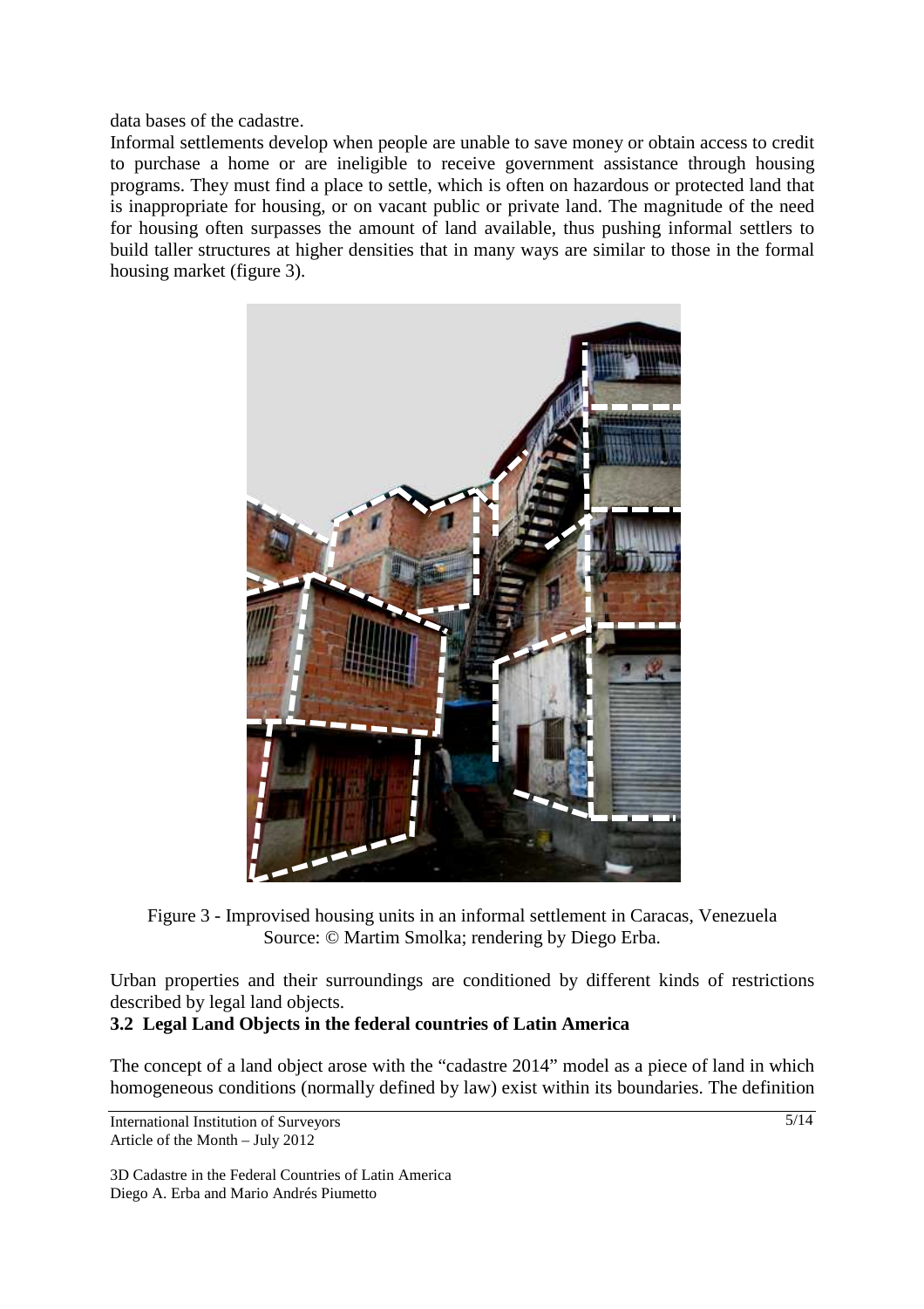data bases of the cadastre.

Informal settlements develop when people are unable to save money or obtain access to credit to purchase a home or are ineligible to receive government assistance through housing programs. They must find a place to settle, which is often on hazardous or protected land that is inappropriate for housing, or on vacant public or private land. The magnitude of the need for housing often surpasses the amount of land available, thus pushing informal settlers to build taller structures at higher densities that in many ways are similar to those in the formal housing market (figure 3).

Figure 3 - Improvised housing units in an informal settlement in Caracas, Venezuela
Source: © Martim Smolka; rendering by Diego Erba.

Urban properties and their surroundings are conditioned by different kinds of restrictions described by legal land objects.

### 3.2 Legal Land Objects in the federal countries of Latin America

The concept of a land object arose with the "cadastre 2014" model as a piece of land in which homogeneous conditions (normally defined by law) exist within its boundaries. The definition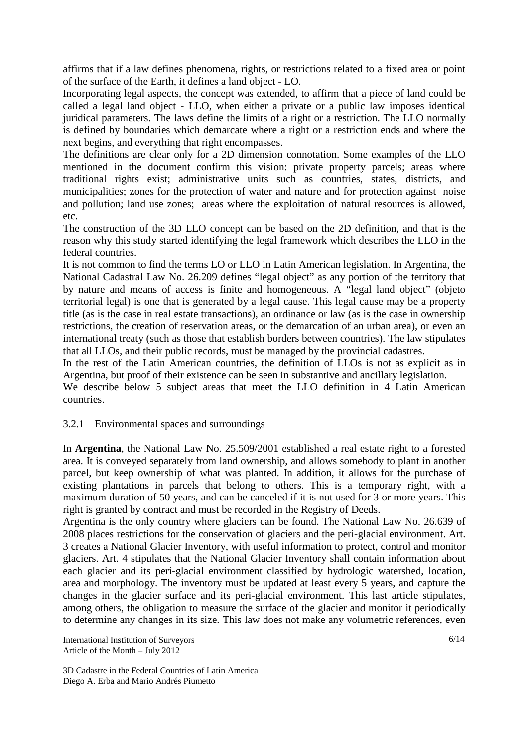affirms that if a law defines phenomena, rights, or restrictions related to a fixed area or point of the surface of the Earth, it defines a land object - LO.

Incorporating legal aspects, the concept was extended, to affirm that a piece of land could be called a legal land object - LLO, when either a private or a public law imposes identical juridical parameters. The laws define the limits of a right or a restriction. The LLO normally is defined by boundaries which demarcate where a right or a restriction ends and where the next begins, and everything that right encompasses.

The definitions are clear only for a 2D dimension connotation. Some examples of the LLO mentioned in the document confirm this vision: private property parcels; areas where traditional rights exist; administrative units such as countries, states, districts, and municipalities; zones for the protection of water and nature and for protection against noise and pollution; land use zones; areas where the exploitation of natural resources is allowed, etc.

The construction of the 3D LLO concept can be based on the 2D definition, and that is the reason why this study started identifying the legal framework which describes the LLO in the federal countries.

It is not common to find the terms LO or LLO in Latin American legislation. In Argentina, the National Cadastral Law No. 26.209 defines "legal object" as any portion of the territory that by nature and means of access is finite and homogeneous. A "legal land object" (objeto territorial legal) is one that is generated by a legal cause. This legal cause may be a property title (as is the case in real estate transactions), an ordinance or law (as is the case in ownership restrictions, the creation of reservation areas, or the demarcation of an urban area), or even an international treaty (such as those that establish borders between countries). The law stipulates that all LLOs, and their public records, must be managed by the provincial cadastres.

In the rest of the Latin American countries, the definition of LLOs is not as explicit as in Argentina, but proof of their existence can be seen in substantive and ancillary legislation.

We describe below 5 subject areas that meet the LLO definition in 4 Latin American countries.

### 3.2.1 Environmental spaces and surroundings

In **Argentina**, the National Law No. 25.509/2001 established a real estate right to a forested area. It is conveyed separately from land ownership, and allows somebody to plant in another parcel, but keep ownership of what was planted. In addition, it allows for the purchase of existing plantations in parcels that belong to others. This is a temporary right, with a maximum duration of 50 years, and can be canceled if it is not used for 3 or more years. This right is granted by contract and must be recorded in the Registry of Deeds.

Argentina is the only country where glaciers can be found. The National Law No. 26.639 of 2008 places restrictions for the conservation of glaciers and the peri-glacial environment. Art. 3 creates a National Glacier Inventory, with useful information to protect, control and monitor glaciers. Art. 4 stipulates that the National Glacier Inventory shall contain information about each glacier and its peri-glacial environment classified by hydrologic watershed, location, area and morphology. The inventory must be updated at least every 5 years, and capture the changes in the glacier surface and its peri-glacial environment. This last article stipulates, among others, the obligation to measure the surface of the glacier and monitor it periodically to determine any changes in its size. This law does not make any volumetric references, even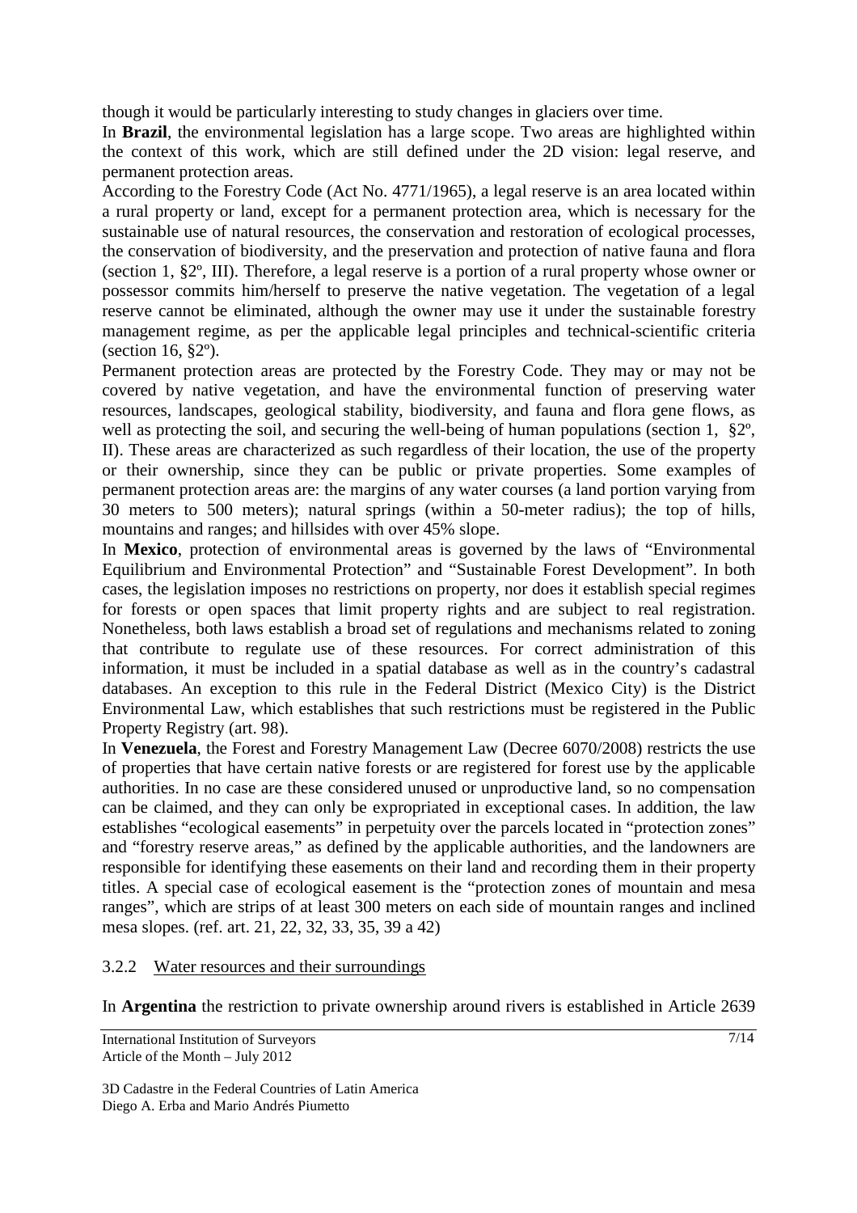though it would be particularly interesting to study changes in glaciers over time.

In **Brazil**, the environmental legislation has a large scope. Two areas are highlighted within the context of this work, which are still defined under the 2D vision: legal reserve, and permanent protection areas.

According to the Forestry Code (Act No. 4771/1965), a legal reserve is an area located within a rural property or land, except for a permanent protection area, which is necessary for the sustainable use of natural resources, the conservation and restoration of ecological processes, the conservation of biodiversity, and the preservation and protection of native fauna and flora (section 1, §2º, III). Therefore, a legal reserve is a portion of a rural property whose owner or possessor commits him/herself to preserve the native vegetation. The vegetation of a legal reserve cannot be eliminated, although the owner may use it under the sustainable forestry management regime, as per the applicable legal principles and technical-scientific criteria (section 16, §2º).

Permanent protection areas are protected by the Forestry Code. They may or may not be covered by native vegetation, and have the environmental function of preserving water resources, landscapes, geological stability, biodiversity, and fauna and flora gene flows, as well as protecting the soil, and securing the well-being of human populations (section 1, §2º, II). These areas are characterized as such regardless of their location, the use of the property or their ownership, since they can be public or private properties. Some examples of permanent protection areas are: the margins of any water courses (a land portion varying from 30 meters to 500 meters); natural springs (within a 50-meter radius); the top of hills, mountains and ranges; and hillsides with over 45% slope.

In **Mexico**, protection of environmental areas is governed by the laws of "Environmental Equilibrium and Environmental Protection" and "Sustainable Forest Development". In both cases, the legislation imposes no restrictions on property, nor does it establish special regimes for forests or open spaces that limit property rights and are subject to real registration. Nonetheless, both laws establish a broad set of regulations and mechanisms related to zoning that contribute to regulate use of these resources. For correct administration of this information, it must be included in a spatial database as well as in the country's cadastral databases. An exception to this rule in the Federal District (Mexico City) is the District Environmental Law, which establishes that such restrictions must be registered in the Public Property Registry (art. 98).

In **Venezuela**, the Forest and Forestry Management Law (Decree 6070/2008) restricts the use of properties that have certain native forests or are registered for forest use by the applicable authorities. In no case are these considered unused or unproductive land, so no compensation can be claimed, and they can only be expropriated in exceptional cases. In addition, the law establishes "ecological easements" in perpetuity over the parcels located in "protection zones" and "forestry reserve areas," as defined by the applicable authorities, and the landowners are responsible for identifying these easements on their land and recording them in their property titles. A special case of ecological easement is the "protection zones of mountain and mesa ranges", which are strips of at least 300 meters on each side of mountain ranges and inclined mesa slopes. (ref. art. 21, 22, 32, 33, 35, 39 a 42)

### 3.2.2 Water resources and their surroundings

In **Argentina** the restriction to private ownership around rivers is established in Article 2639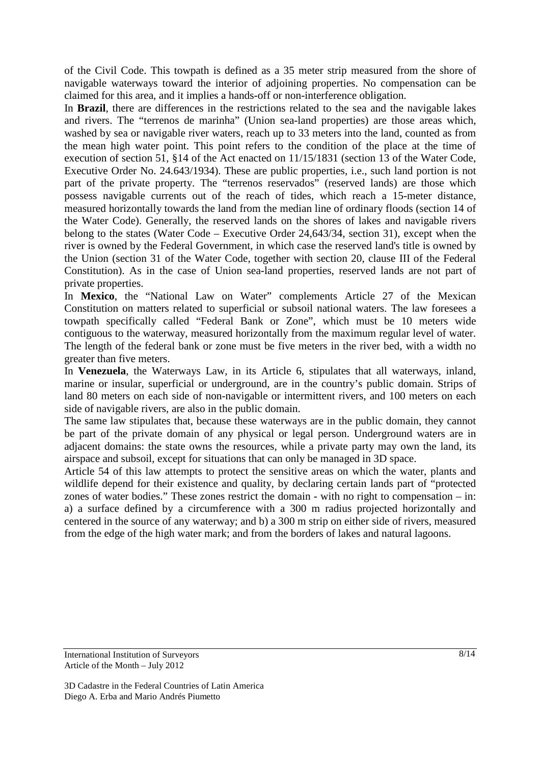of the Civil Code. This towpath is defined as a 35 meter strip measured from the shore of navigable waterways toward the interior of adjoining properties. No compensation can be claimed for this area, and it implies a hands-off or non-interference obligation.

In **Brazil**, there are differences in the restrictions related to the sea and the navigable lakes and rivers. The "terrenos de marinha" (Union sea-land properties) are those areas which, washed by sea or navigable river waters, reach up to 33 meters into the land, counted as from the mean high water point. This point refers to the condition of the place at the time of execution of section 51, §14 of the Act enacted on 11/15/1831 (section 13 of the Water Code, Executive Order No. 24.643/1934). These are public properties, i.e., such land portion is not part of the private property. The "terrenos reservados" (reserved lands) are those which possess navigable currents out of the reach of tides, which reach a 15-meter distance, measured horizontally towards the land from the median line of ordinary floods (section 14 of the Water Code). Generally, the reserved lands on the shores of lakes and navigable rivers belong to the states (Water Code – Executive Order 24,643/34, section 31), except when the river is owned by the Federal Government, in which case the reserved land's title is owned by the Union (section 31 of the Water Code, together with section 20, clause III of the Federal Constitution). As in the case of Union sea-land properties, reserved lands are not part of private properties.

In **Mexico**, the "National Law on Water" complements Article 27 of the Mexican Constitution on matters related to superficial or subsoil national waters. The law foresees a towpath specifically called "Federal Bank or Zone", which must be 10 meters wide contiguous to the waterway, measured horizontally from the maximum regular level of water. The length of the federal bank or zone must be five meters in the river bed, with a width no greater than five meters.

In **Venezuela**, the Waterways Law, in its Article 6, stipulates that all waterways, inland, marine or insular, superficial or underground, are in the country's public domain. Strips of land 80 meters on each side of non-navigable or intermittent rivers, and 100 meters on each side of navigable rivers, are also in the public domain.

The same law stipulates that, because these waterways are in the public domain, they cannot be part of the private domain of any physical or legal person. Underground waters are in adjacent domains: the state owns the resources, while a private party may own the land, its airspace and subsoil, except for situations that can only be managed in 3D space.

Article 54 of this law attempts to protect the sensitive areas on which the water, plants and wildlife depend for their existence and quality, by declaring certain lands part of "protected zones of water bodies." These zones restrict the domain - with no right to compensation – in: a) a surface defined by a circumference with a 300 m radius projected horizontally and centered in the source of any waterway; and b) a 300 m strip on either side of rivers, measured from the edge of the high water mark; and from the borders of lakes and natural lagoons.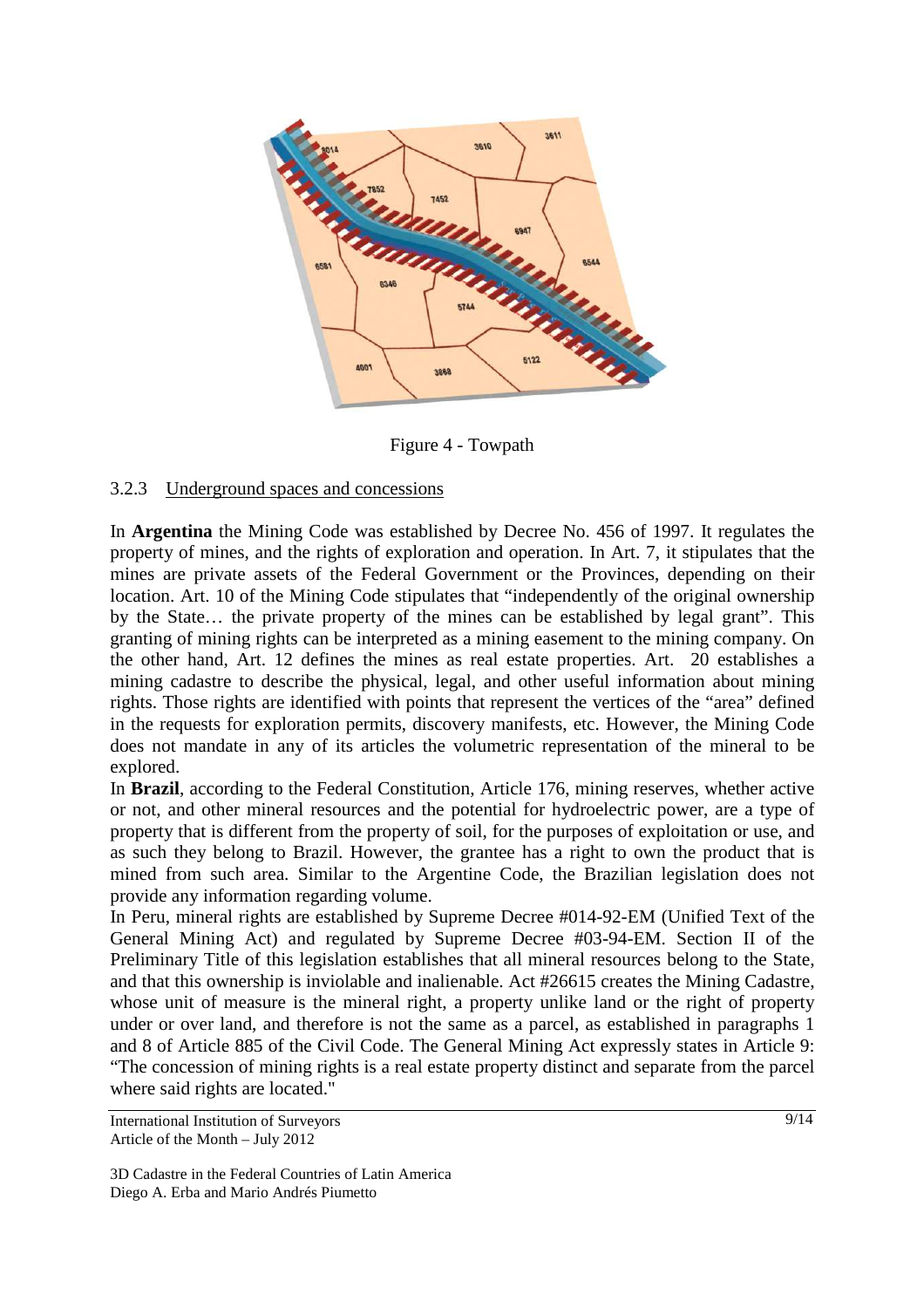Figure 4 - Towpath

### 3.2.3 Underground spaces and concessions

In **Argentina** the Mining Code was established by Decree No. 456 of 1997. It regulates the property of mines, and the rights of exploration and operation. In Art. 7, it stipulates that the mines are private assets of the Federal Government or the Provinces, depending on their location. Art. 10 of the Mining Code stipulates that "independently of the original ownership by the State… the private property of the mines can be established by legal grant". This granting of mining rights can be interpreted as a mining easement to the mining company. On the other hand, Art. 12 defines the mines as real estate properties. Art. 20 establishes a mining cadastre to describe the physical, legal, and other useful information about mining rights. Those rights are identified with points that represent the vertices of the "area" defined in the requests for exploration permits, discovery manifests, etc. However, the Mining Code does not mandate in any of its articles the volumetric representation of the mineral to be explored.

In **Brazil**, according to the Federal Constitution, Article 176, mining reserves, whether active or not, and other mineral resources and the potential for hydroelectric power, are a type of property that is different from the property of soil, for the purposes of exploitation or use, and as such they belong to Brazil. However, the grantee has a right to own the product that is mined from such area. Similar to the Argentine Code, the Brazilian legislation does not provide any information regarding volume.

In Peru, mineral rights are established by Supreme Decree #014-92-EM (Unified Text of the General Mining Act) and regulated by Supreme Decree #03-94-EM. Section II of the Preliminary Title of this legislation establishes that all mineral resources belong to the State, and that this ownership is inviolable and inalienable. Act #26615 creates the Mining Cadastre, whose unit of measure is the mineral right, a property unlike land or the right of property under or over land, and therefore is not the same as a parcel, as established in paragraphs 1 and 8 of Article 885 of the Civil Code. The General Mining Act expressly states in Article 9: "The concession of mining rights is a real estate property distinct and separate from the parcel where said rights are located."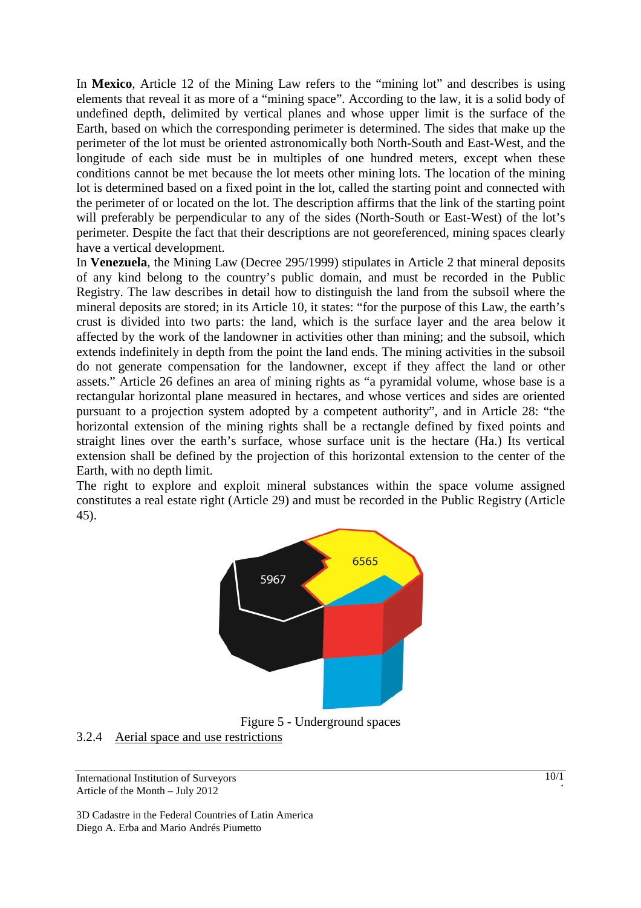In **Mexico**, Article 12 of the Mining Law refers to the "mining lot" and describes is using elements that reveal it as more of a "mining space". According to the law, it is a solid body of undefined depth, delimited by vertical planes and whose upper limit is the surface of the Earth, based on which the corresponding perimeter is determined. The sides that make up the perimeter of the lot must be oriented astronomically both North-South and East-West, and the longitude of each side must be in multiples of one hundred meters, except when these conditions cannot be met because the lot meets other mining lots. The location of the mining lot is determined based on a fixed point in the lot, called the starting point and connected with the perimeter of or located on the lot. The description affirms that the link of the starting point will preferably be perpendicular to any of the sides (North-South or East-West) of the lot's perimeter. Despite the fact that their descriptions are not georeferenced, mining spaces clearly have a vertical development.

In **Venezuela**, the Mining Law (Decree 295/1999) stipulates in Article 2 that mineral deposits of any kind belong to the country's public domain, and must be recorded in the Public Registry. The law describes in detail how to distinguish the land from the subsoil where the mineral deposits are stored; in its Article 10, it states: "for the purpose of this Law, the earth's crust is divided into two parts: the land, which is the surface layer and the area below it affected by the work of the landowner in activities other than mining; and the subsoil, which extends indefinitely in depth from the point the land ends. The mining activities in the subsoil do not generate compensation for the landowner, except if they affect the land or other assets." Article 26 defines an area of mining rights as "a pyramidal volume, whose base is a rectangular horizontal plane measured in hectares, and whose vertices and sides are oriented pursuant to a projection system adopted by a competent authority", and in Article 28: "the horizontal extension of the mining rights shall be a rectangle defined by fixed points and straight lines over the earth's surface, whose surface unit is the hectare (Ha.) Its vertical extension shall be defined by the projection of this horizontal extension to the center of the Earth, with no depth limit.

The right to explore and exploit mineral substances within the space volume assigned constitutes a real estate right (Article 29) and must be recorded in the Public Registry (Article 45).

Figure 5 - Underground spaces

3.2.4 Aerial space and use restrictions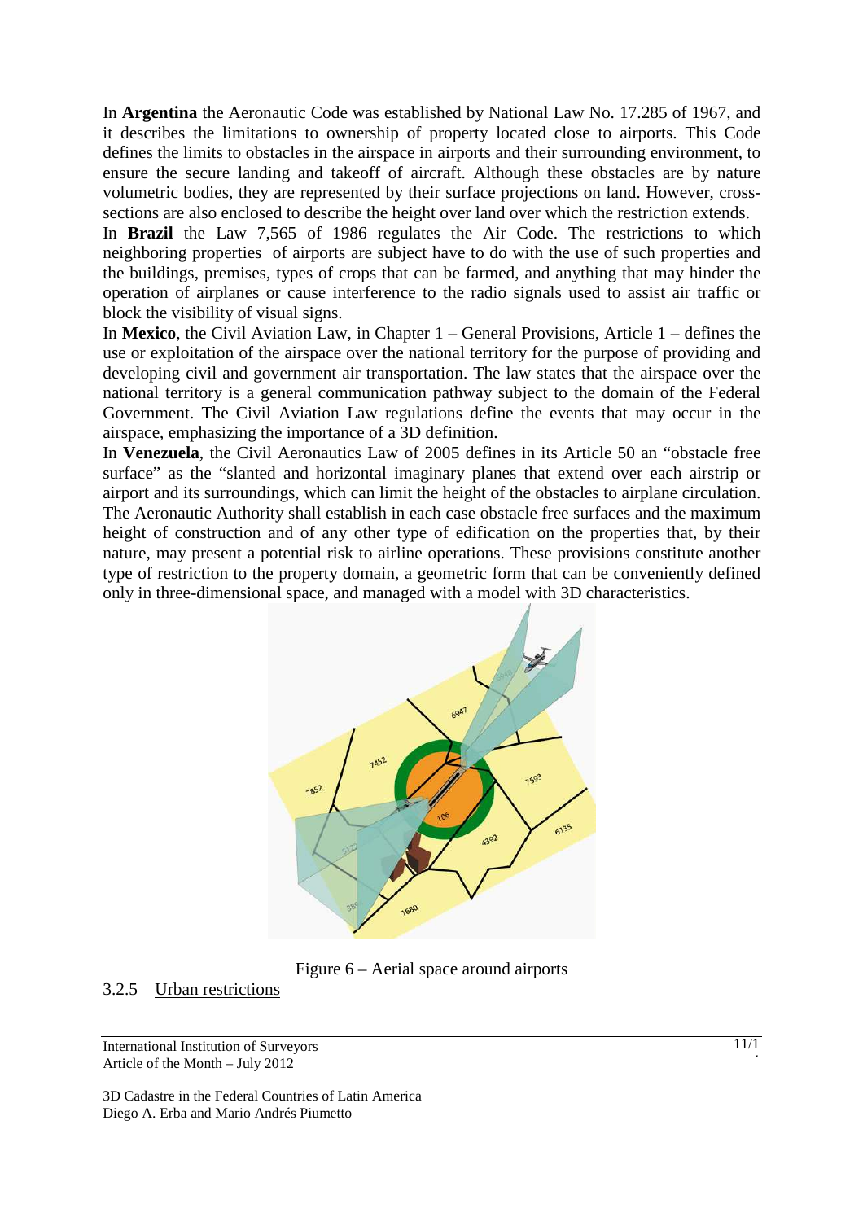In **Argentina** the Aeronautic Code was established by National Law No. 17.285 of 1967, and it describes the limitations to ownership of property located close to airports. This Code defines the limits to obstacles in the airspace in airports and their surrounding environment, to ensure the secure landing and takeoff of aircraft. Although these obstacles are by nature volumetric bodies, they are represented by their surface projections on land. However, cross-sections are also enclosed to describe the height over land over which the restriction extends.

In **Brazil** the Law 7,565 of 1986 regulates the Air Code. The restrictions to which neighboring properties of airports are subject have to do with the use of such properties and the buildings, premises, types of crops that can be farmed, and anything that may hinder the operation of airplanes or cause interference to the radio signals used to assist air traffic or block the visibility of visual signs.

In **Mexico**, the Civil Aviation Law, in Chapter 1 – General Provisions, Article 1 – defines the use or exploitation of the airspace over the national territory for the purpose of providing and developing civil and government air transportation. The law states that the airspace over the national territory is a general communication pathway subject to the domain of the Federal Government. The Civil Aviation Law regulations define the events that may occur in the airspace, emphasizing the importance of a 3D definition.

In **Venezuela**, the Civil Aeronautics Law of 2005 defines in its Article 50 an "obstacle free surface" as the "slanted and horizontal imaginary planes that extend over each airstrip or airport and its surroundings, which can limit the height of the obstacles to airplane circulation. The Aeronautic Authority shall establish in each case obstacle free surfaces and the maximum height of construction and of any other type of edification on the properties that, by their nature, may present a potential risk to airline operations. These provisions constitute another type of restriction to the property domain, a geometric form that can be conveniently defined only in three-dimensional space, and managed with a model with 3D characteristics.

Figure 6 – Aerial space around airports

### 3.2.5 Urban restrictions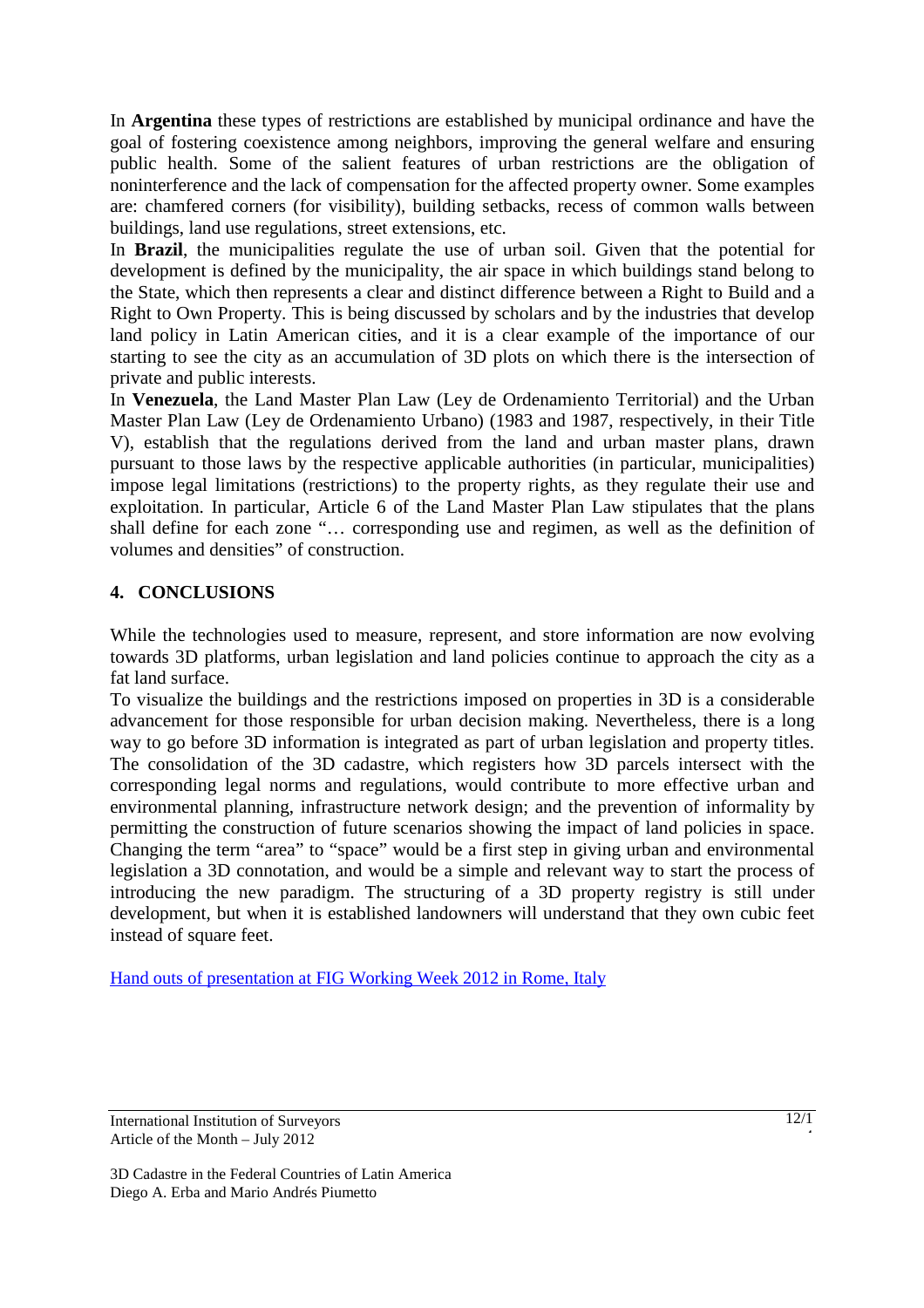In **Argentina** these types of restrictions are established by municipal ordinance and have the goal of fostering coexistence among neighbors, improving the general welfare and ensuring public health. Some of the salient features of urban restrictions are the obligation of noninterference and the lack of compensation for the affected property owner. Some examples are: chamfered corners (for visibility), building setbacks, recess of common walls between buildings, land use regulations, street extensions, etc.

In **Brazil**, the municipalities regulate the use of urban soil. Given that the potential for development is defined by the municipality, the air space in which buildings stand belong to the State, which then represents a clear and distinct difference between a Right to Build and a Right to Own Property. This is being discussed by scholars and by the industries that develop land policy in Latin American cities, and it is a clear example of the importance of our starting to see the city as an accumulation of 3D plots on which there is the intersection of private and public interests.

In **Venezuela**, the Land Master Plan Law (Ley de Ordenamiento Territorial) and the Urban Master Plan Law (Ley de Ordenamiento Urbano) (1983 and 1987, respectively, in their Title V), establish that the regulations derived from the land and urban master plans, drawn pursuant to those laws by the respective applicable authorities (in particular, municipalities) impose legal limitations (restrictions) to the property rights, as they regulate their use and exploitation. In particular, Article 6 of the Land Master Plan Law stipulates that the plans shall define for each zone "… corresponding use and regimen, as well as the definition of volumes and densities" of construction.

## 4. CONCLUSIONS

While the technologies used to measure, represent, and store information are now evolving towards 3D platforms, urban legislation and land policies continue to approach the city as a fat land surface.

To visualize the buildings and the restrictions imposed on properties in 3D is a considerable advancement for those responsible for urban decision making. Nevertheless, there is a long way to go before 3D information is integrated as part of urban legislation and property titles. The consolidation of the 3D cadastre, which registers how 3D parcels intersect with the corresponding legal norms and regulations, would contribute to more effective urban and environmental planning, infrastructure network design; and the prevention of informality by permitting the construction of future scenarios showing the impact of land policies in space. Changing the term "area" to "space" would be a first step in giving urban and environmental legislation a 3D connotation, and would be a simple and relevant way to start the process of introducing the new paradigm. The structuring of a 3D property registry is still under development, but when it is established landowners will understand that they own cubic feet instead of square feet.

Hand outs of presentation at FIG Working Week 2012 in Rome, Italy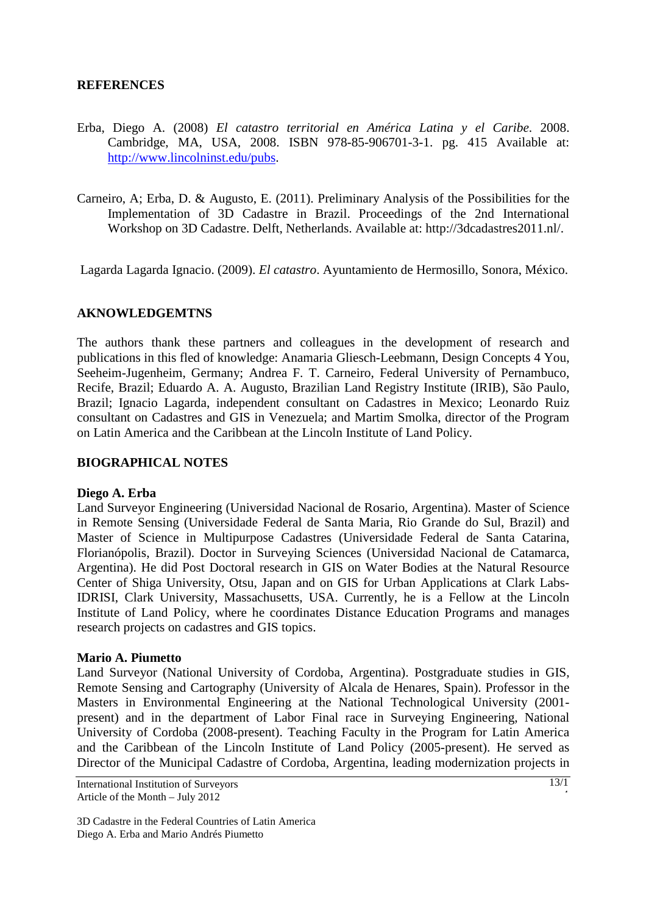## REFERENCES

Erba, Diego A. (2008) *El catastro territorial en América Latina y el Caribe*. 2008. Cambridge, MA, USA, 2008. ISBN 978-85-906701-3-1. pg. 415 Available at: http://www.lincolninst.edu/pubs.

Carneiro, A; Erba, D. & Augusto, E. (2011). Preliminary Analysis of the Possibilities for the Implementation of 3D Cadastre in Brazil. Proceedings of the 2nd International Workshop on 3D Cadastre. Delft, Netherlands. Available at: http://3dcadastres2011.nl/.

Lagarda Lagarda Ignacio. (2009). *El catastro*. Ayuntamiento de Hermosillo, Sonora, México.

## AKNOWLEDGEMTNS

The authors thank these partners and colleagues in the development of research and publications in this fled of knowledge: Anamaria Gliesch-Leebmann, Design Concepts 4 You, Seeheim-Jugenheim, Germany; Andrea F. T. Carneiro, Federal University of Pernambuco, Recife, Brazil; Eduardo A. A. Augusto, Brazilian Land Registry Institute (IRIB), São Paulo, Brazil; Ignacio Lagarda, independent consultant on Cadastres in Mexico; Leonardo Ruiz consultant on Cadastres and GIS in Venezuela; and Martim Smolka, director of the Program on Latin America and the Caribbean at the Lincoln Institute of Land Policy.

## BIOGRAPHICAL NOTES

**Diego A. Erba**

Land Surveyor Engineering (Universidad Nacional de Rosario, Argentina). Master of Science in Remote Sensing (Universidade Federal de Santa Maria, Rio Grande do Sul, Brazil) and Master of Science in Multipurpose Cadastres (Universidade Federal de Santa Catarina, Florianópolis, Brazil). Doctor in Surveying Sciences (Universidad Nacional de Catamarca, Argentina). He did Post Doctoral research in GIS on Water Bodies at the Natural Resource Center of Shiga University, Otsu, Japan and on GIS for Urban Applications at Clark Labs-IDRISI, Clark University, Massachusetts, USA. Currently, he is a Fellow at the Lincoln Institute of Land Policy, where he coordinates Distance Education Programs and manages research projects on cadastres and GIS topics.

**Mario A. Piumetto**

Land Surveyor (National University of Cordoba, Argentina). Postgraduate studies in GIS, Remote Sensing and Cartography (University of Alcala de Henares, Spain). Professor in the Masters in Environmental Engineering at the National Technological University (2001-present) and in the department of Labor Final race in Surveying Engineering, National University of Cordoba (2008-present). Teaching Faculty in the Program for Latin America and the Caribbean of the Lincoln Institute of Land Policy (2005-present). He served as Director of the Municipal Cadastre of Cordoba, Argentina, leading modernization projects in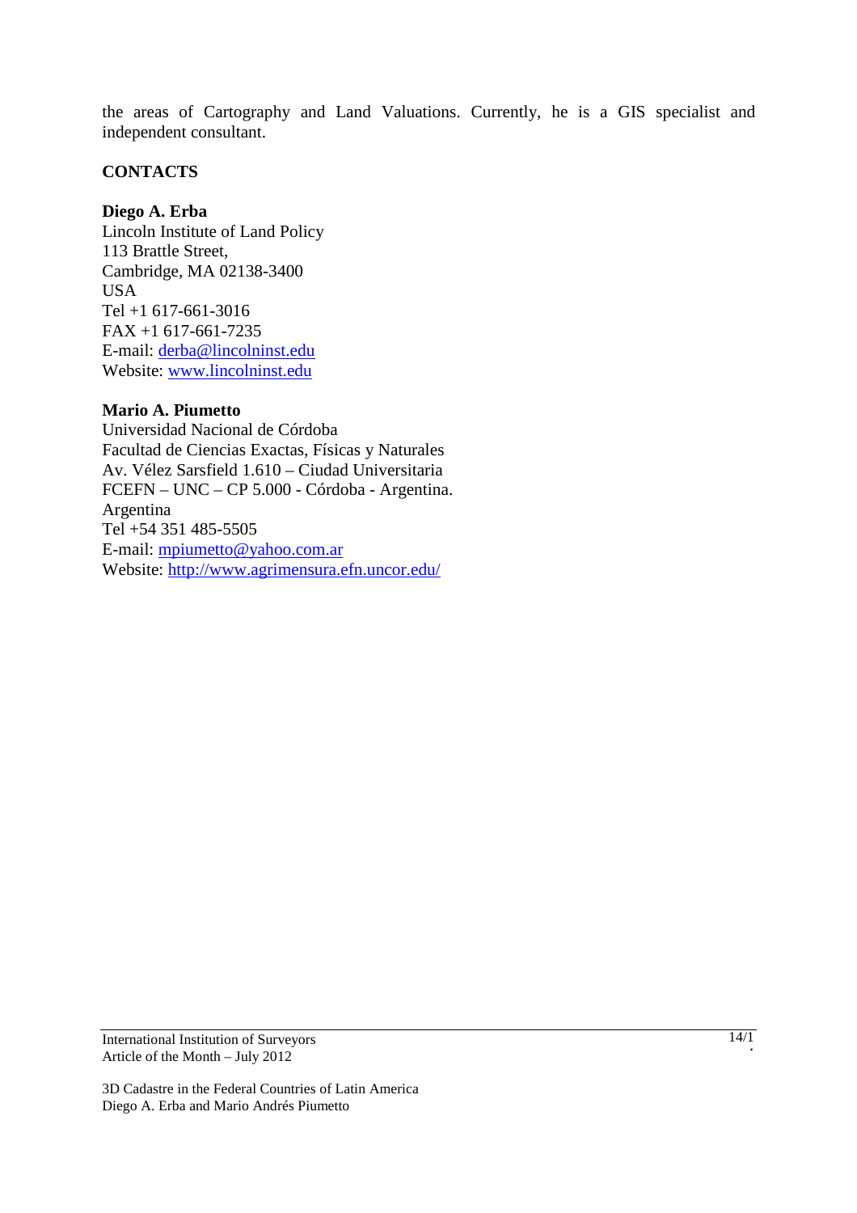the areas of Cartography and Land Valuations. Currently, he is a GIS specialist and independent consultant.

## CONTACTS

**Diego A. Erba**
Lincoln Institute of Land Policy
113 Brattle Street,
Cambridge, MA 02138-3400
USA
Tel +1 617-661-3016
FAX +1 617-661-7235
E-mail: derba@lincolninst.edu
Website: www.lincolninst.edu

**Mario A. Piumetto**
Universidad Nacional de Córdoba
Facultad de Ciencias Exactas, Físicas y Naturales
Av. Vélez Sarsfield 1.610 – Ciudad Universitaria
FCEFN – UNC – CP 5.000 - Córdoba - Argentina.
Argentina
Tel +54 351 485-5505
E-mail: mpiumetto@yahoo.com.ar
Website: http://www.agrimensura.efn.uncor.edu/